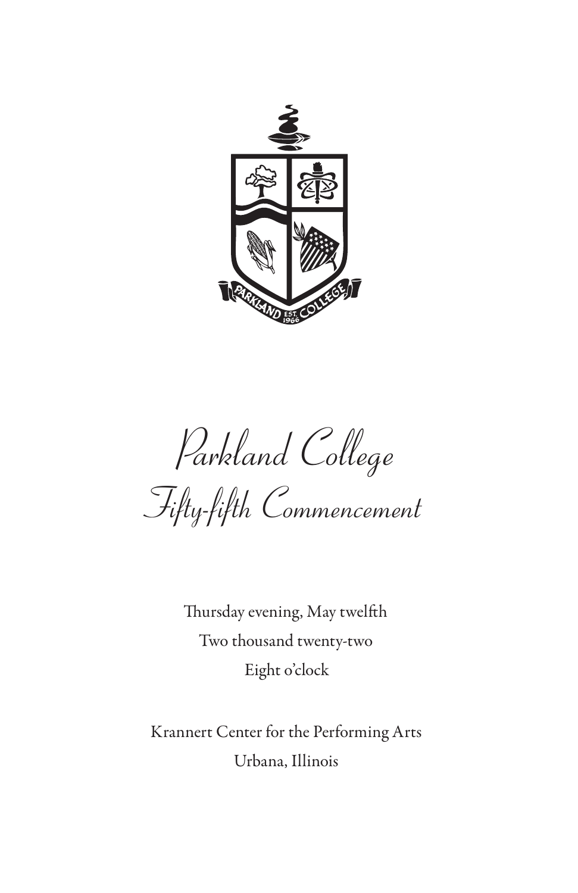# Parkland College
## Fifty-fifth Commencement

Thursday evening, May twelfth

Two thousand twenty-two

Eight o'clock

Krannert Center for the Performing Arts

Urbana, Illinois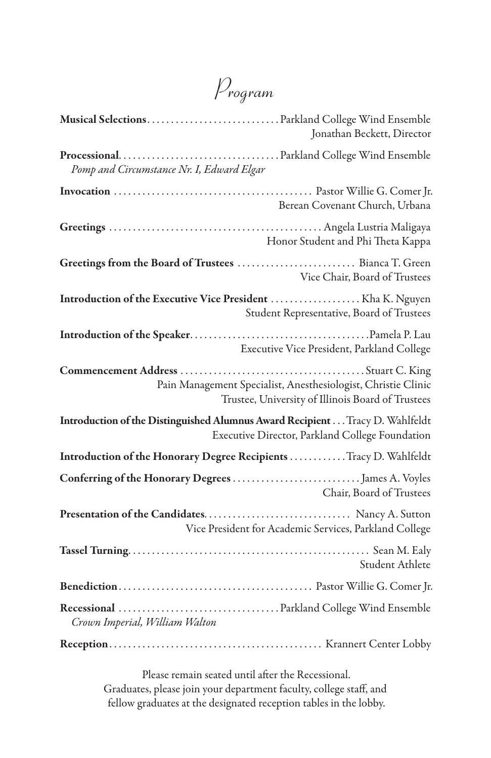# Program

**Musical Selections** . . . . . . . . . . . . . . . . . . . . . . . . . . . Parkland College Wind Ensemble
Jonathan Beckett, Director

**Processional** . . . . . . . . . . . . . . . . . . . . . . . . . . . . . . . . Parkland College Wind Ensemble
*Pomp and Circumstance Nr. I, Edward Elgar*

**Invocation** . . . . . . . . . . . . . . . . . . . . . . . . . . . . . . . . . . . . . . . . Pastor Willie G. Comer Jr.
Berean Covenant Church, Urbana

**Greetings** . . . . . . . . . . . . . . . . . . . . . . . . . . . . . . . . . . . . . . . . . . . Angela Lustria Maligaya
Honor Student and Phi Theta Kappa

**Greetings from the Board of Trustees** . . . . . . . . . . . . . . . . . . . . . . . . Bianca T. Green
Vice Chair, Board of Trustees

**Introduction of the Executive Vice President** . . . . . . . . . . . . . . . . . . . Kha K. Nguyen
Student Representative, Board of Trustees

**Introduction of the Speaker** . . . . . . . . . . . . . . . . . . . . . . . . . . . . . . . . . . . . Pamela P. Lau
Executive Vice President, Parkland College

**Commencement Address** . . . . . . . . . . . . . . . . . . . . . . . . . . . . . . . . . . . . . . Stuart C. King
Pain Management Specialist, Anesthesiologist, Christie Clinic
Trustee, University of Illinois Board of Trustees

**Introduction of the Distinguished Alumnus Award Recipient** . . . Tracy D. Wahlfeldt
Executive Director, Parkland College Foundation

**Introduction of the Honorary Degree Recipients** . . . . . . . . . . . . Tracy D. Wahlfeldt

**Conferring of the Honorary Degrees** . . . . . . . . . . . . . . . . . . . . . . . . . . . James A. Voyles
Chair, Board of Trustees

**Presentation of the Candidates** . . . . . . . . . . . . . . . . . . . . . . . . . . . . . . . Nancy A. Sutton
Vice President for Academic Services, Parkland College

**Tassel Turning** . . . . . . . . . . . . . . . . . . . . . . . . . . . . . . . . . . . . . . . . . . . . . . . . . . . Sean M. Ealy
Student Athlete

**Benediction** . . . . . . . . . . . . . . . . . . . . . . . . . . . . . . . . . . . . . . . . Pastor Willie G. Comer Jr.

**Recessional** . . . . . . . . . . . . . . . . . . . . . . . . . . . . . . . . . Parkland College Wind Ensemble
*Crown Imperial, William Walton*

**Reception** . . . . . . . . . . . . . . . . . . . . . . . . . . . . . . . . . . . . . . . . . . . . Krannert Center Lobby

Please remain seated until after the Recessional.
Graduates, please join your department faculty, college staff, and fellow graduates at the designated reception tables in the lobby.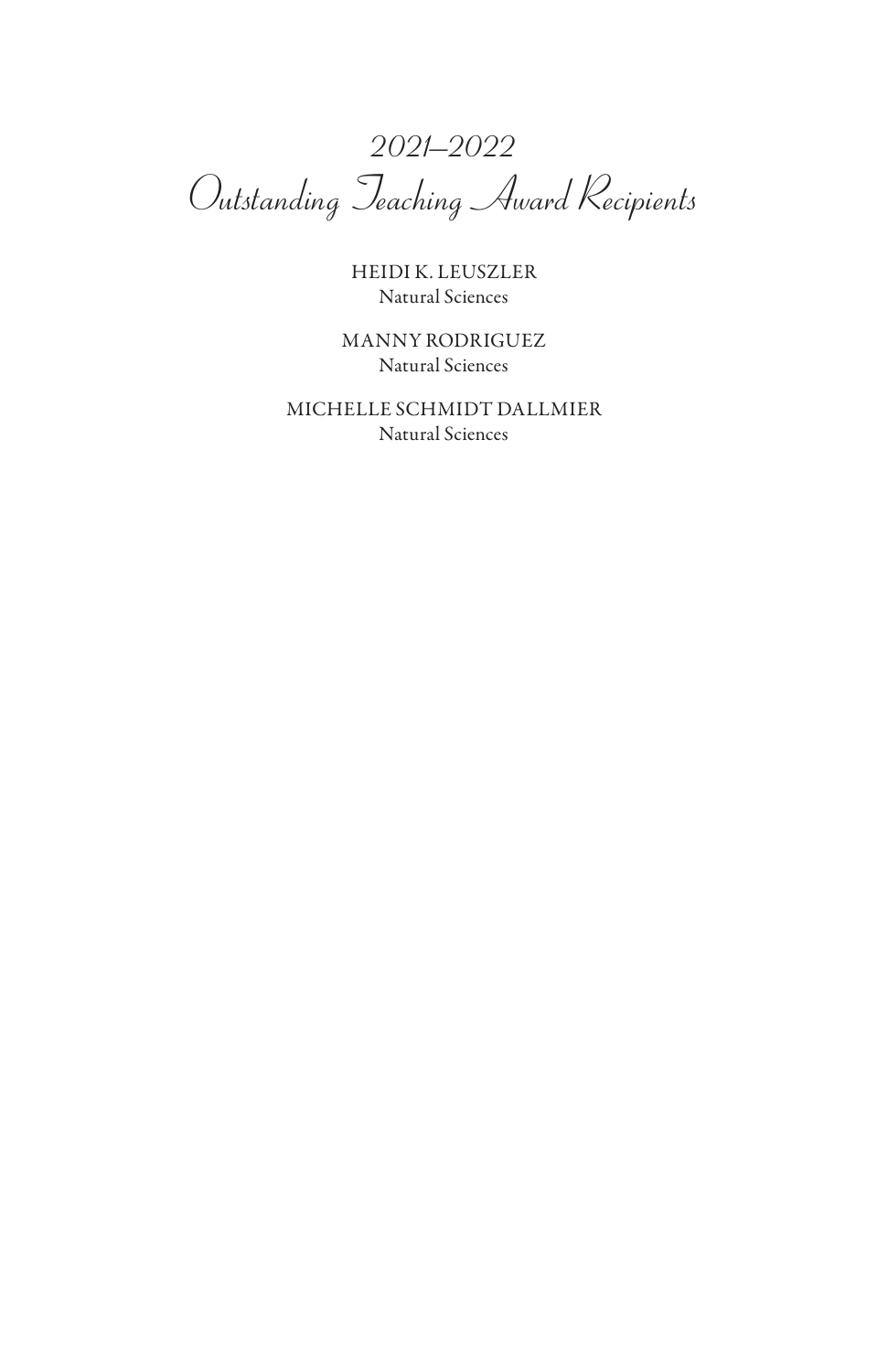# *2021–2022*
# *Outstanding Teaching Award Recipients*

HEIDI K. LEUSZLER
Natural Sciences

MANNY RODRIGUEZ
Natural Sciences

MICHELLE SCHMIDT DALLMIER
Natural Sciences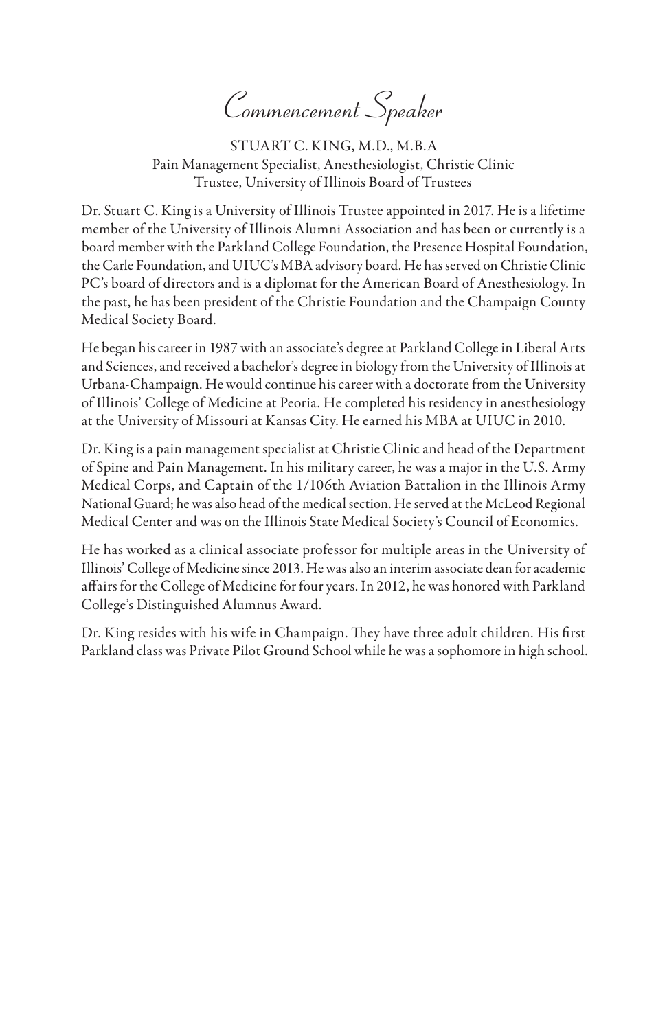# Commencement Speaker

STUART C. KING, M.D., M.B.A
Pain Management Specialist, Anesthesiologist, Christie Clinic
Trustee, University of Illinois Board of Trustees

Dr. Stuart C. King is a University of Illinois Trustee appointed in 2017. He is a lifetime member of the University of Illinois Alumni Association and has been or currently is a board member with the Parkland College Foundation, the Presence Hospital Foundation, the Carle Foundation, and UIUC's MBA advisory board. He has served on Christie Clinic PC's board of directors and is a diplomat for the American Board of Anesthesiology. In the past, he has been president of the Christie Foundation and the Champaign County Medical Society Board.

He began his career in 1987 with an associate's degree at Parkland College in Liberal Arts and Sciences, and received a bachelor's degree in biology from the University of Illinois at Urbana-Champaign. He would continue his career with a doctorate from the University of Illinois' College of Medicine at Peoria. He completed his residency in anesthesiology at the University of Missouri at Kansas City. He earned his MBA at UIUC in 2010.

Dr. King is a pain management specialist at Christie Clinic and head of the Department of Spine and Pain Management. In his military career, he was a major in the U.S. Army Medical Corps, and Captain of the 1/106th Aviation Battalion in the Illinois Army National Guard; he was also head of the medical section. He served at the McLeod Regional Medical Center and was on the Illinois State Medical Society's Council of Economics.

He has worked as a clinical associate professor for multiple areas in the University of Illinois' College of Medicine since 2013. He was also an interim associate dean for academic affairs for the College of Medicine for four years. In 2012, he was honored with Parkland College's Distinguished Alumnus Award.

Dr. King resides with his wife in Champaign. They have three adult children. His first Parkland class was Private Pilot Ground School while he was a sophomore in high school.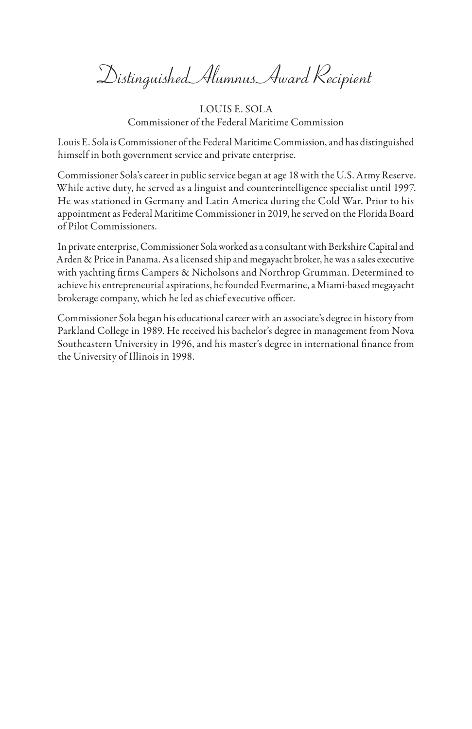# Distinguished Alumnus Award Recipient

## LOUIS E. SOLA
Commissioner of the Federal Maritime Commission

Louis E. Sola is Commissioner of the Federal Maritime Commission, and has distinguished himself in both government service and private enterprise.

Commissioner Sola's career in public service began at age 18 with the U.S. Army Reserve. While active duty, he served as a linguist and counterintelligence specialist until 1997. He was stationed in Germany and Latin America during the Cold War. Prior to his appointment as Federal Maritime Commissioner in 2019, he served on the Florida Board of Pilot Commissioners.

In private enterprise, Commissioner Sola worked as a consultant with Berkshire Capital and Arden & Price in Panama. As a licensed ship and megayacht broker, he was a sales executive with yachting firms Campers & Nicholsons and Northrop Grumman. Determined to achieve his entrepreneurial aspirations, he founded Evermarine, a Miami-based megayacht brokerage company, which he led as chief executive officer.

Commissioner Sola began his educational career with an associate's degree in history from Parkland College in 1989. He received his bachelor's degree in management from Nova Southeastern University in 1996, and his master's degree in international finance from the University of Illinois in 1998.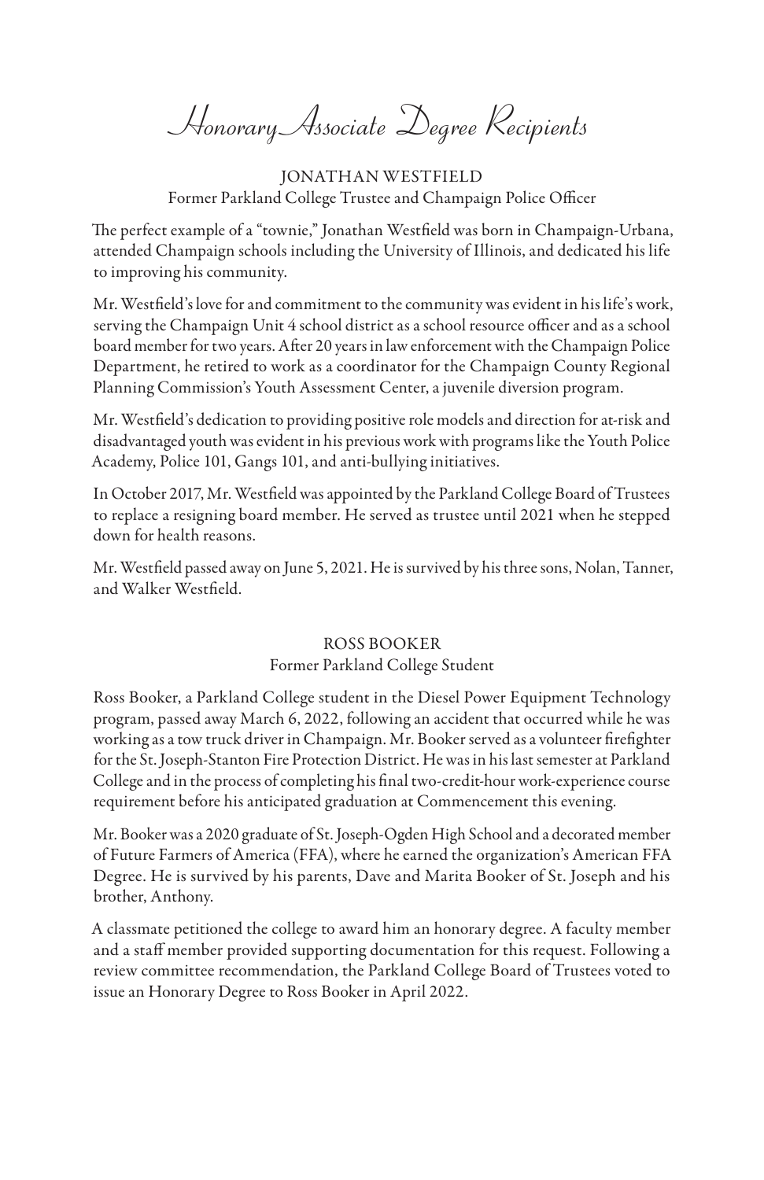# Honorary Associate Degree Recipients

## JONATHAN WESTFIELD

Former Parkland College Trustee and Champaign Police Officer

The perfect example of a "townie," Jonathan Westfield was born in Champaign-Urbana, attended Champaign schools including the University of Illinois, and dedicated his life to improving his community.

Mr. Westfield's love for and commitment to the community was evident in his life's work, serving the Champaign Unit 4 school district as a school resource officer and as a school board member for two years. After 20 years in law enforcement with the Champaign Police Department, he retired to work as a coordinator for the Champaign County Regional Planning Commission's Youth Assessment Center, a juvenile diversion program.

Mr. Westfield's dedication to providing positive role models and direction for at-risk and disadvantaged youth was evident in his previous work with programs like the Youth Police Academy, Police 101, Gangs 101, and anti-bullying initiatives.

In October 2017, Mr. Westfield was appointed by the Parkland College Board of Trustees to replace a resigning board member. He served as trustee until 2021 when he stepped down for health reasons.

Mr. Westfield passed away on June 5, 2021. He is survived by his three sons, Nolan, Tanner, and Walker Westfield.

## ROSS BOOKER

Former Parkland College Student

Ross Booker, a Parkland College student in the Diesel Power Equipment Technology program, passed away March 6, 2022, following an accident that occurred while he was working as a tow truck driver in Champaign. Mr. Booker served as a volunteer firefighter for the St. Joseph-Stanton Fire Protection District. He was in his last semester at Parkland College and in the process of completing his final two-credit-hour work-experience course requirement before his anticipated graduation at Commencement this evening.

Mr. Booker was a 2020 graduate of St. Joseph-Ogden High School and a decorated member of Future Farmers of America (FFA), where he earned the organization's American FFA Degree. He is survived by his parents, Dave and Marita Booker of St. Joseph and his brother, Anthony.

A classmate petitioned the college to award him an honorary degree. A faculty member and a staff member provided supporting documentation for this request. Following a review committee recommendation, the Parkland College Board of Trustees voted to issue an Honorary Degree to Ross Booker in April 2022.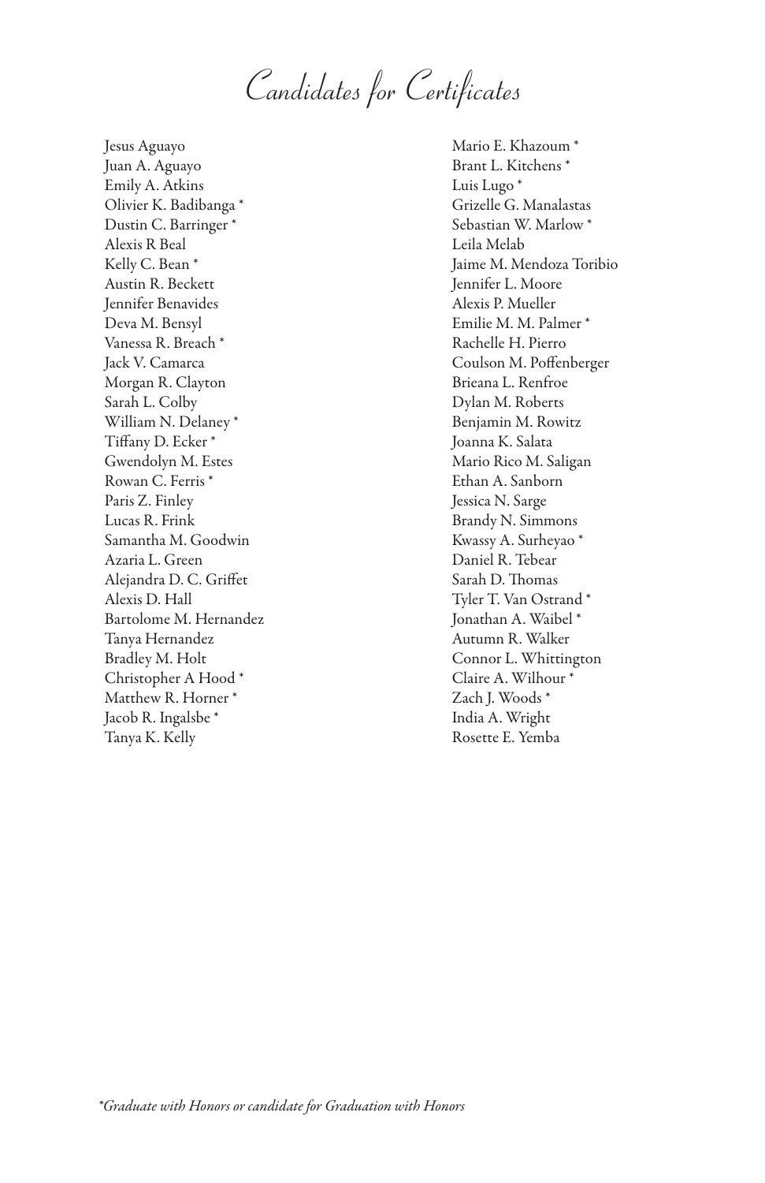# Candidates for Certificates

Jesus Aguayo
Juan A. Aguayo
Emily A. Atkins
Olivier K. Badibanga *
Dustin C. Barringer *
Alexis R Beal
Kelly C. Bean *
Austin R. Beckett
Jennifer Benavides
Deva M. Bensyl
Vanessa R. Breach *
Jack V. Camarca
Morgan R. Clayton
Sarah L. Colby
William N. Delaney *
Tiffany D. Ecker *
Gwendolyn M. Estes
Rowan C. Ferris *
Paris Z. Finley
Lucas R. Frink
Samantha M. Goodwin
Azaria L. Green
Alejandra D. C. Griffet
Alexis D. Hall
Bartolome M. Hernandez
Tanya Hernandez
Bradley M. Holt
Christopher A Hood *
Matthew R. Horner *
Jacob R. Ingalsbe *
Tanya K. Kelly
Mario E. Khazoum *
Brant L. Kitchens *
Luis Lugo *
Grizelle G. Manalastas
Sebastian W. Marlow *
Leila Melab
Jaime M. Mendoza Toribio
Jennifer L. Moore
Alexis P. Mueller
Emilie M. M. Palmer *
Rachelle H. Pierro
Coulson M. Poffenberger
Brieana L. Renfroe
Dylan M. Roberts
Benjamin M. Rowitz
Joanna K. Salata
Mario Rico M. Saligan
Ethan A. Sanborn
Jessica N. Sarge
Brandy N. Simmons
Kwassy A. Surheyao *
Daniel R. Tebear
Sarah D. Thomas
Tyler T. Van Ostrand *
Jonathan A. Waibel *
Autumn R. Walker
Connor L. Whittington
Claire A. Wilhour *
Zach J. Woods *
India A. Wright
Rosette E. Yemba

*\*Graduate with Honors or candidate for Graduation with Honors*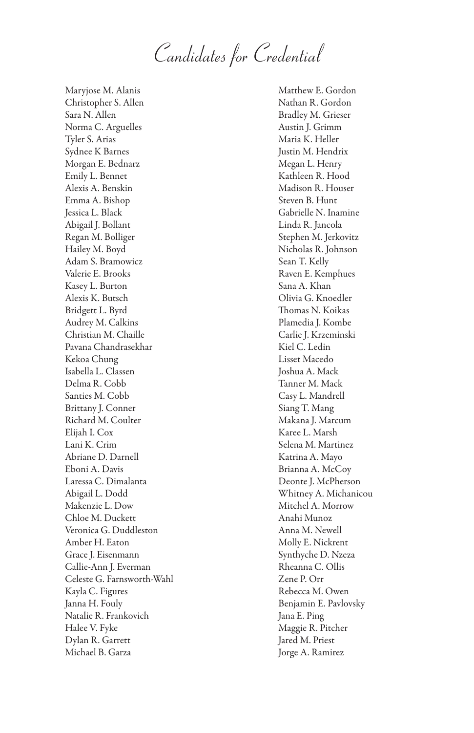# Candidates for Credential

Maryjose M. Alanis
Christopher S. Allen
Sara N. Allen
Norma C. Arguelles
Tyler S. Arias
Sydnee K Barnes
Morgan E. Bednarz
Emily L. Bennet
Alexis A. Benskin
Emma A. Bishop
Jessica L. Black
Abigail J. Bollant
Regan M. Bolliger
Hailey M. Boyd
Adam S. Bramowicz
Valerie E. Brooks
Kasey L. Burton
Alexis K. Butsch
Bridgett L. Byrd
Audrey M. Calkins
Christian M. Chaille
Pavana Chandrasekhar
Kekoa Chung
Isabella L. Classen
Delma R. Cobb
Santies M. Cobb
Brittany J. Conner
Richard M. Coulter
Elijah I. Cox
Lani K. Crim
Abriane D. Darnell
Eboni A. Davis
Laressa C. Dimalanta
Abigail L. Dodd
Makenzie L. Dow
Chloe M. Duckett
Veronica G. Duddleston
Amber H. Eaton
Grace J. Eisenmann
Callie-Ann J. Everman
Celeste G. Farnsworth-Wahl
Kayla C. Figures
Janna H. Fouly
Natalie R. Frankovich
Halee V. Fyke
Dylan R. Garrett
Michael B. Garza
Matthew E. Gordon
Nathan R. Gordon
Bradley M. Grieser
Austin J. Grimm
Maria K. Heller
Justin M. Hendrix
Megan L. Henry
Kathleen R. Hood
Madison R. Houser
Steven B. Hunt
Gabrielle N. Inamine
Linda R. Jancola
Stephen M. Jerkovitz
Nicholas R. Johnson
Sean T. Kelly
Raven E. Kemphues
Sana A. Khan
Olivia G. Knoedler
Thomas N. Koikas
Plamedia J. Kombe
Carlie J. Krzeminski
Kiel C. Ledin
Lisset Macedo
Joshua A. Mack
Tanner M. Mack
Casy L. Mandrell
Siang T. Mang
Makana J. Marcum
Karee L. Marsh
Selena M. Martinez
Katrina A. Mayo
Brianna A. McCoy
Deonte J. McPherson
Whitney A. Michanicou
Mitchel A. Morrow
Anahi Munoz
Anna M. Newell
Molly E. Nickrent
Synthyche D. Nzeza
Rheanna C. Ollis
Zene P. Orr
Rebecca M. Owen
Benjamin E. Pavlovsky
Jana E. Ping
Maggie R. Pitcher
Jared M. Priest
Jorge A. Ramirez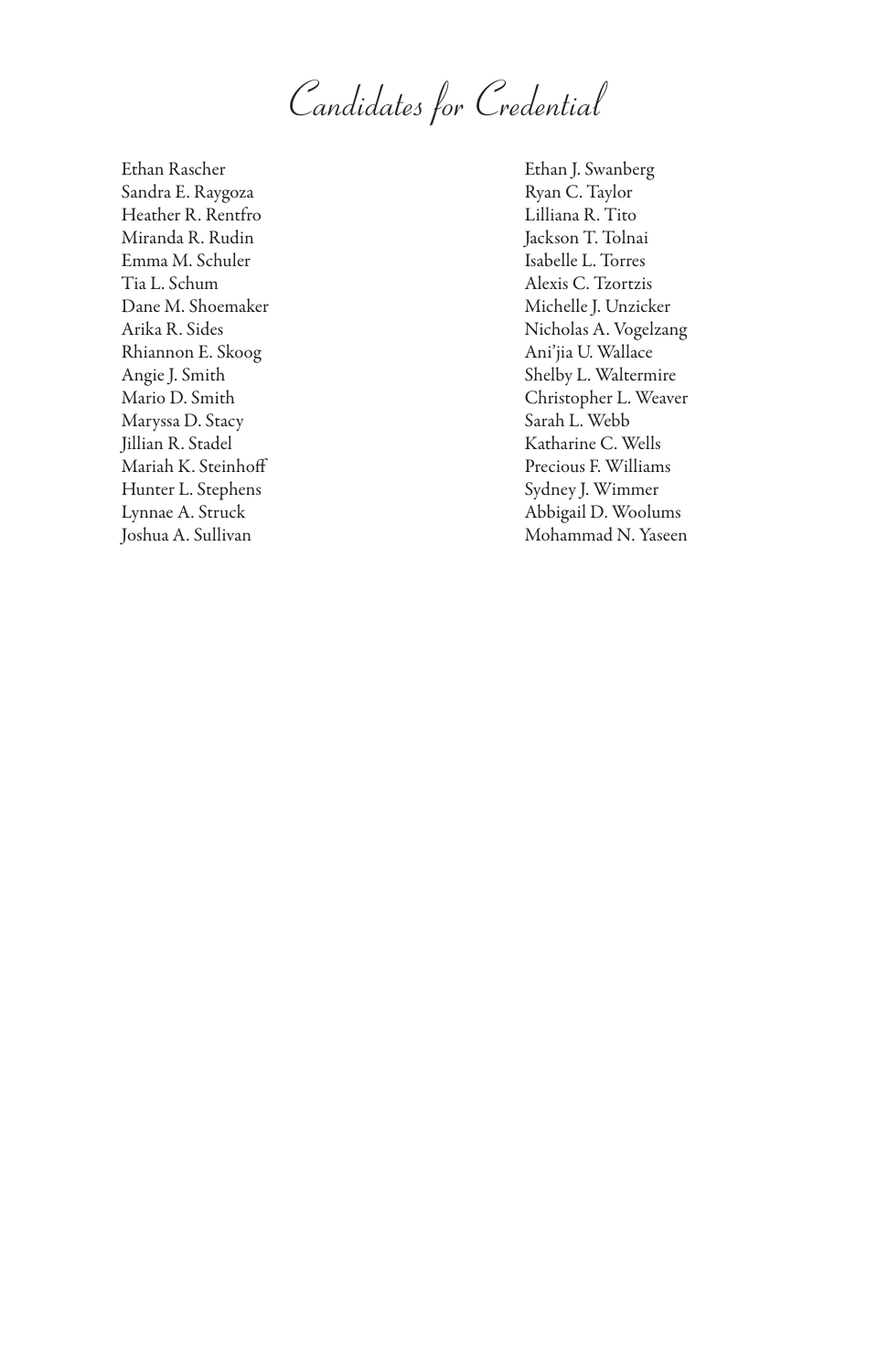# Candidates for Credential

Ethan Rascher
Sandra E. Raygoza
Heather R. Rentfro
Miranda R. Rudin
Emma M. Schuler
Tia L. Schum
Dane M. Shoemaker
Arika R. Sides
Rhiannon E. Skoog
Angie J. Smith
Mario D. Smith
Maryssa D. Stacy
Jillian R. Stadel
Mariah K. Steinhoff
Hunter L. Stephens
Lynnae A. Struck
Joshua A. Sullivan
Ethan J. Swanberg
Ryan C. Taylor
Lilliana R. Tito
Jackson T. Tolnai
Isabelle L. Torres
Alexis C. Tzortzis
Michelle J. Unzicker
Nicholas A. Vogelzang
Ani'jia U. Wallace
Shelby L. Waltermire
Christopher L. Weaver
Sarah L. Webb
Katharine C. Wells
Precious F. Williams
Sydney J. Wimmer
Abbigail D. Woolums
Mohammad N. Yaseen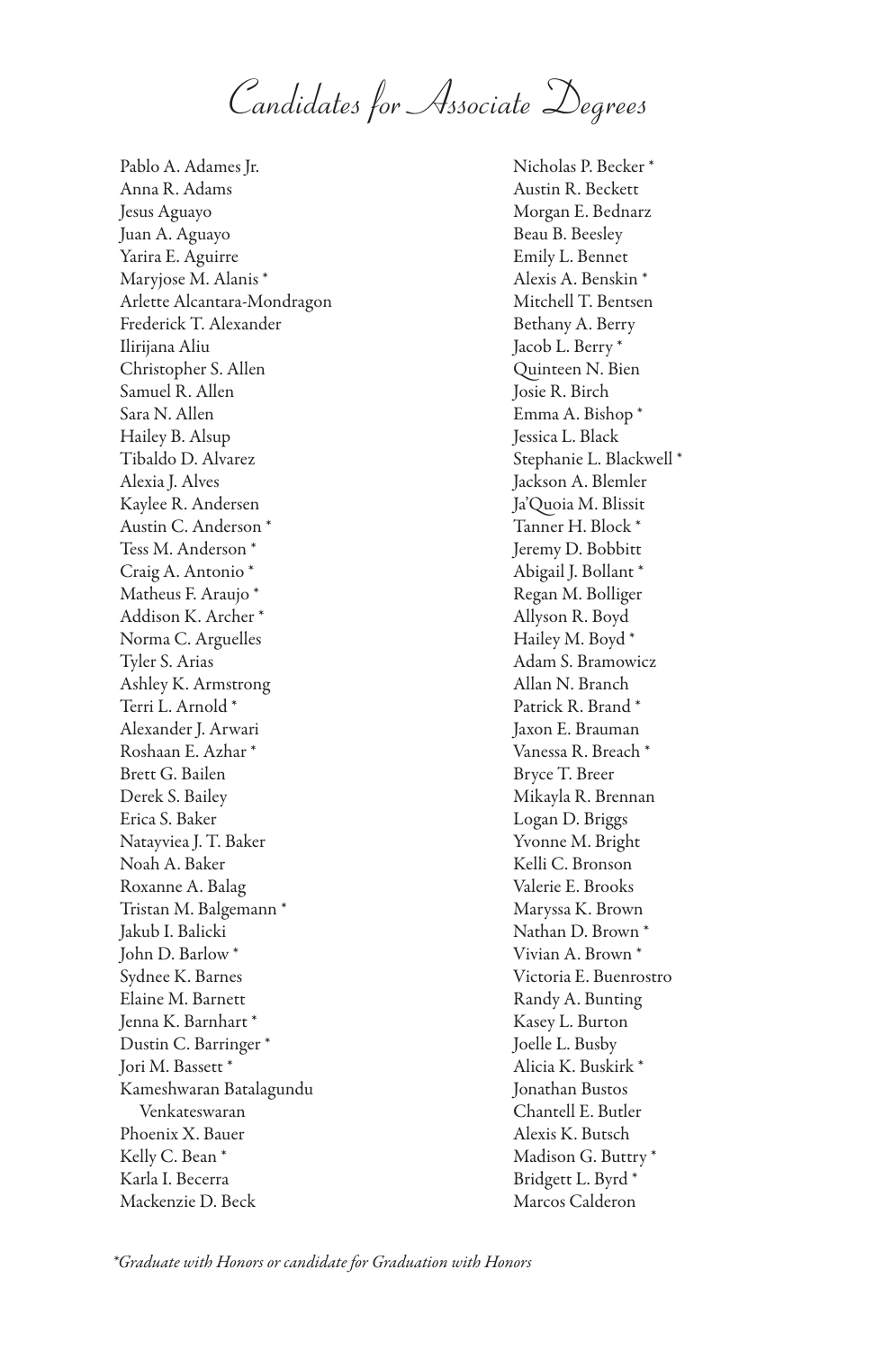# Candidates for Associate Degrees

Pablo A. Adames Jr.
Anna R. Adams
Jesus Aguayo
Juan A. Aguayo
Yarira E. Aguirre
Maryjose M. Alanis *
Arlette Alcantara-Mondragon
Frederick T. Alexander
Ilirijana Aliu
Christopher S. Allen
Samuel R. Allen
Sara N. Allen
Hailey B. Alsup
Tibaldo D. Alvarez
Alexia J. Alves
Kaylee R. Andersen
Austin C. Anderson *
Tess M. Anderson *
Craig A. Antonio *
Matheus F. Araujo *
Addison K. Archer *
Norma C. Arguelles
Tyler S. Arias
Ashley K. Armstrong
Terri L. Arnold *
Alexander J. Arwari
Roshaan E. Azhar *
Brett G. Bailen
Derek S. Bailey
Erica S. Baker
Natayviea J. T. Baker
Noah A. Baker
Roxanne A. Balag
Tristan M. Balgemann *
Jakub I. Balicki
John D. Barlow *
Sydnee K. Barnes
Elaine M. Barnett
Jenna K. Barnhart *
Dustin C. Barringer *
Jori M. Bassett *
Kameshwaran Batalagundu Venkateswaran
Phoenix X. Bauer
Kelly C. Bean *
Karla I. Becerra
Mackenzie D. Beck
Nicholas P. Becker *
Austin R. Beckett
Morgan E. Bednarz
Beau B. Beesley
Emily L. Bennet
Alexis A. Benskin *
Mitchell T. Bentsen
Bethany A. Berry
Jacob L. Berry *
Quinteen N. Bien
Josie R. Birch
Emma A. Bishop *
Jessica L. Black
Stephanie L. Blackwell *
Jackson A. Blemler
Ja'Quoia M. Blissit
Tanner H. Block *
Jeremy D. Bobbitt
Abigail J. Bollant *
Regan M. Bolliger
Allyson R. Boyd
Hailey M. Boyd *
Adam S. Bramowicz
Allan N. Branch
Patrick R. Brand *
Jaxon E. Brauman
Vanessa R. Breach *
Bryce T. Breer
Mikayla R. Brennan
Logan D. Briggs
Yvonne M. Bright
Kelli C. Bronson
Valerie E. Brooks
Maryssa K. Brown
Nathan D. Brown *
Vivian A. Brown *
Victoria E. Buenrostro
Randy A. Bunting
Kasey L. Burton
Joelle L. Busby
Alicia K. Buskirk *
Jonathan Bustos
Chantell E. Butler
Alexis K. Butsch
Madison G. Buttry *
Bridgett L. Byrd *
Marcos Calderon

*\*Graduate with Honors or candidate for Graduation with Honors*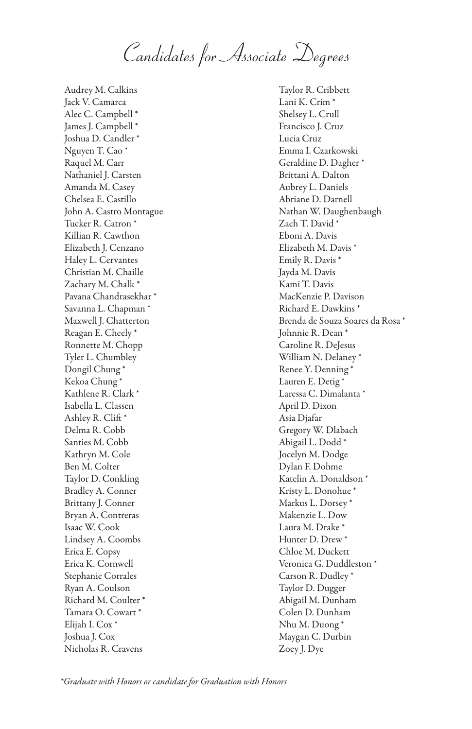# Candidates for Associate Degrees

Audrey M. Calkins
Jack V. Camarca
Alec C. Campbell *
James J. Campbell *
Joshua D. Candler *
Nguyen T. Cao *
Raquel M. Carr
Nathaniel J. Carsten
Amanda M. Casey
Chelsea E. Castillo
John A. Castro Montague
Tucker R. Catron *
Killian R. Cawthon
Elizabeth J. Cenzano
Haley L. Cervantes
Christian M. Chaille
Zachary M. Chalk *
Pavana Chandrasekhar *
Savanna L. Chapman *
Maxwell J. Chatterton
Reagan E. Cheely *
Ronnette M. Chopp
Tyler L. Chumbley
Dongil Chung *
Kekoa Chung *
Kathlene R. Clark *
Isabella L. Classen
Ashley R. Clift *
Delma R. Cobb
Santies M. Cobb
Kathryn M. Cole
Ben M. Colter
Taylor D. Conkling
Bradley A. Conner
Brittany J. Conner
Bryan A. Contreras
Isaac W. Cook
Lindsey A. Coombs
Erica E. Copsy
Erica K. Cornwell
Stephanie Corrales
Ryan A. Coulson
Richard M. Coulter *
Tamara O. Cowart *
Elijah I. Cox *
Joshua J. Cox
Nicholas R. Cravens
Taylor R. Cribbett
Lani K. Crim *
Shelsey L. Crull
Francisco J. Cruz
Lucia Cruz
Emma I. Czarkowski
Geraldine D. Dagher *
Brittani A. Dalton
Aubrey L. Daniels
Abriane D. Darnell
Nathan W. Daughenbaugh
Zach T. David *
Eboni A. Davis
Elizabeth M. Davis *
Emily R. Davis *
Jayda M. Davis
Kami T. Davis
MacKenzie P. Davison
Richard E. Dawkins *
Brenda de Souza Soares da Rosa *
Johnnie R. Dean *
Caroline R. DeJesus
William N. Delaney *
Renee Y. Denning *
Lauren E. Detig *
Laressa C. Dimalanta *
April D. Dixon
Asia Djafar
Gregory W. Dlabach
Abigail L. Dodd *
Jocelyn M. Dodge
Dylan F. Dohme
Katelin A. Donaldson *
Kristy L. Donohue *
Markus L. Dorsey *
Makenzie L. Dow
Laura M. Drake *
Hunter D. Drew *
Chloe M. Duckett
Veronica G. Duddleston *
Carson R. Dudley *
Taylor D. Dugger
Abigail M. Dunham
Colen D. Dunham
Nhu M. Duong *
Maygan C. Durbin
Zoey J. Dye

*\*Graduate with Honors or candidate for Graduation with Honors*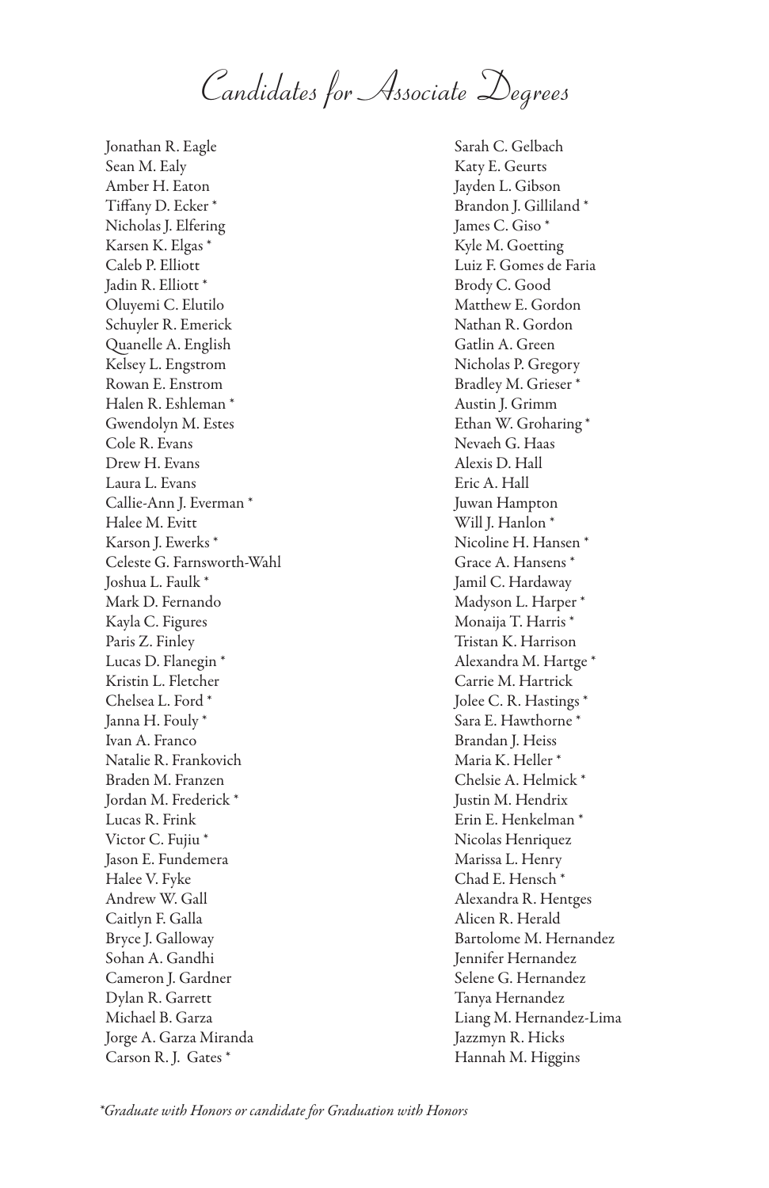# Candidates for Associate Degrees

Jonathan R. Eagle
Sean M. Ealy
Amber H. Eaton
Tiffany D. Ecker *
Nicholas J. Elfering
Karsen K. Elgas *
Caleb P. Elliott
Jadin R. Elliott *
Oluyemi C. Elutilo
Schuyler R. Emerick
Quanelle A. English
Kelsey L. Engstrom
Rowan E. Enstrom
Halen R. Eshleman *
Gwendolyn M. Estes
Cole R. Evans
Drew H. Evans
Laura L. Evans
Callie-Ann J. Everman *
Halee M. Evitt
Karson J. Ewerks *
Celeste G. Farnsworth-Wahl
Joshua L. Faulk *
Mark D. Fernando
Kayla C. Figures
Paris Z. Finley
Lucas D. Flanegin *
Kristin L. Fletcher
Chelsea L. Ford *
Janna H. Fouly *
Ivan A. Franco
Natalie R. Frankovich
Braden M. Franzen
Jordan M. Frederick *
Lucas R. Frink
Victor C. Fujiu *
Jason E. Fundemera
Halee V. Fyke
Andrew W. Gall
Caitlyn F. Galla
Bryce J. Galloway
Sohan A. Gandhi
Cameron J. Gardner
Dylan R. Garrett
Michael B. Garza
Jorge A. Garza Miranda
Carson R. J. Gates *
Sarah C. Gelbach
Katy E. Geurts
Jayden L. Gibson
Brandon J. Gilliland *
James C. Giso *
Kyle M. Goetting
Luiz F. Gomes de Faria
Brody C. Good
Matthew E. Gordon
Nathan R. Gordon
Gatlin A. Green
Nicholas P. Gregory
Bradley M. Grieser *
Austin J. Grimm
Ethan W. Groharing *
Nevaeh G. Haas
Alexis D. Hall
Eric A. Hall
Juwan Hampton
Will J. Hanlon *
Nicoline H. Hansen *
Grace A. Hansens *
Jamil C. Hardaway
Madyson L. Harper *
Monaija T. Harris *
Tristan K. Harrison
Alexandra M. Hartge *
Carrie M. Hartrick
Jolee C. R. Hastings *
Sara E. Hawthorne *
Brandan J. Heiss
Maria K. Heller *
Chelsie A. Helmick *
Justin M. Hendrix
Erin E. Henkelman *
Nicolas Henriquez
Marissa L. Henry
Chad E. Hensch *
Alexandra R. Hentges
Alicen R. Herald
Bartolome M. Hernandez
Jennifer Hernandez
Selene G. Hernandez
Tanya Hernandez
Liang M. Hernandez-Lima
Jazzmyn R. Hicks
Hannah M. Higgins

*\*Graduate with Honors or candidate for Graduation with Honors*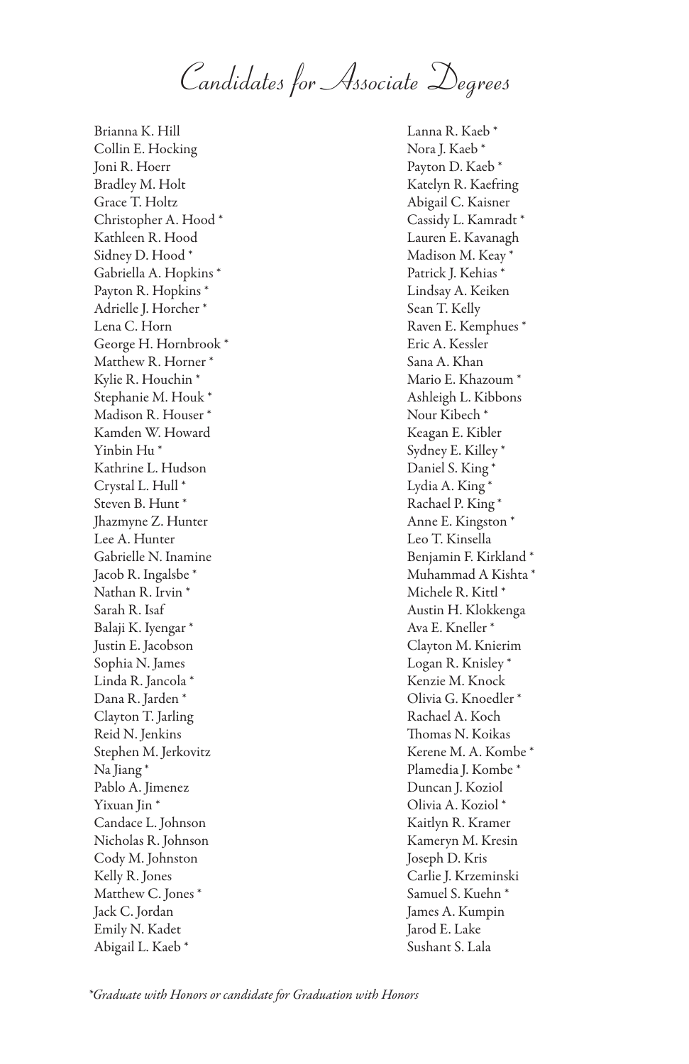# Candidates for Associate Degrees

Brianna K. Hill
Collin E. Hocking
Joni R. Hoerr
Bradley M. Holt
Grace T. Holtz
Christopher A. Hood *
Kathleen R. Hood
Sidney D. Hood *
Gabriella A. Hopkins *
Payton R. Hopkins *
Adrielle J. Horcher *
Lena C. Horn
George H. Hornbrook *
Matthew R. Horner *
Kylie R. Houchin *
Stephanie M. Houk *
Madison R. Houser *
Kamden W. Howard
Yinbin Hu *
Kathrine L. Hudson
Crystal L. Hull *
Steven B. Hunt *
Jhazmyne Z. Hunter
Lee A. Hunter
Gabrielle N. Inamine
Jacob R. Ingalsbe *
Nathan R. Irvin *
Sarah R. Isaf
Balaji K. Iyengar *
Justin E. Jacobson
Sophia N. James
Linda R. Jancola *
Dana R. Jarden *
Clayton T. Jarling
Reid N. Jenkins
Stephen M. Jerkovitz
Na Jiang *
Pablo A. Jimenez
Yixuan Jin *
Candace L. Johnson
Nicholas R. Johnson
Cody M. Johnston
Kelly R. Jones
Matthew C. Jones *
Jack C. Jordan
Emily N. Kadet
Abigail L. Kaeb *
Lanna R. Kaeb *
Nora J. Kaeb *
Payton D. Kaeb *
Katelyn R. Kaefring
Abigail C. Kaisner
Cassidy L. Kamradt *
Lauren E. Kavanagh
Madison M. Keay *
Patrick J. Kehias *
Lindsay A. Keiken
Sean T. Kelly
Raven E. Kemphues *
Eric A. Kessler
Sana A. Khan
Mario E. Khazoum *
Ashleigh L. Kibbons
Nour Kibech *
Keagan E. Kibler
Sydney E. Killey *
Daniel S. King *
Lydia A. King *
Rachael P. King *
Anne E. Kingston *
Leo T. Kinsella
Benjamin F. Kirkland *
Muhammad A Kishta *
Michele R. Kittl *
Austin H. Klokkenga
Ava E. Kneller *
Clayton M. Knierim
Logan R. Knisley *
Kenzie M. Knock
Olivia G. Knoedler *
Rachael A. Koch
Thomas N. Koikas
Kerene M. A. Kombe *
Plamedia J. Kombe *
Duncan J. Koziol
Olivia A. Koziol *
Kaitlyn R. Kramer
Kameryn M. Kresin
Joseph D. Kris
Carlie J. Krzeminski
Samuel S. Kuehn *
James A. Kumpin
Jarod E. Lake
Sushant S. Lala

*\*Graduate with Honors or candidate for Graduation with Honors*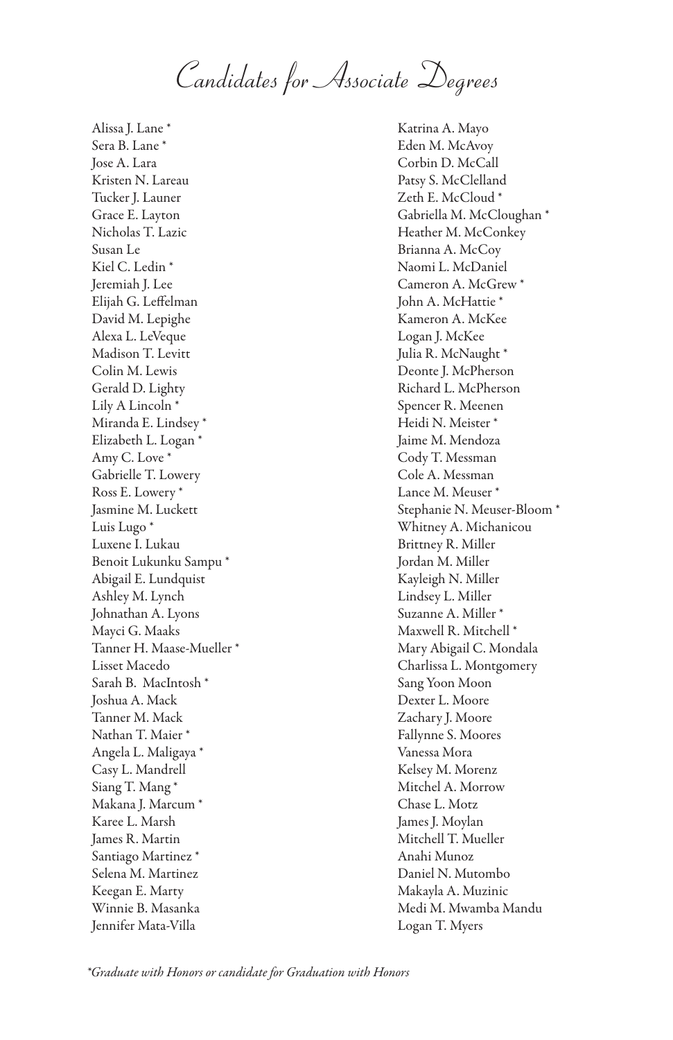# Candidates for Associate Degrees

Alissa J. Lane *
Sera B. Lane *
Jose A. Lara
Kristen N. Lareau
Tucker J. Launer
Grace E. Layton
Nicholas T. Lazic
Susan Le
Kiel C. Ledin *
Jeremiah J. Lee
Elijah G. Leffelman
David M. Lepighe
Alexa L. LeVeque
Madison T. Levitt
Colin M. Lewis
Gerald D. Lighty
Lily A Lincoln *
Miranda E. Lindsey *
Elizabeth L. Logan *
Amy C. Love *
Gabrielle T. Lowery
Ross E. Lowery *
Jasmine M. Luckett
Luis Lugo *
Luxene I. Lukau
Benoit Lukunku Sampu *
Abigail E. Lundquist
Ashley M. Lynch
Johnathan A. Lyons
Mayci G. Maaks
Tanner H. Maase-Mueller *
Lisset Macedo
Sarah B. MacIntosh *
Joshua A. Mack
Tanner M. Mack
Nathan T. Maier *
Angela L. Maligaya *
Casy L. Mandrell
Siang T. Mang *
Makana J. Marcum *
Karee L. Marsh
James R. Martin
Santiago Martinez *
Selena M. Martinez
Keegan E. Marty
Winnie B. Masanka
Jennifer Mata-Villa
Katrina A. Mayo
Eden M. McAvoy
Corbin D. McCall
Patsy S. McClelland
Zeth E. McCloud *
Gabriella M. McCloughan *
Heather M. McConkey
Brianna A. McCoy
Naomi L. McDaniel
Cameron A. McGrew *
John A. McHattie *
Kameron A. McKee
Logan J. McKee
Julia R. McNaught *
Deonte J. McPherson
Richard L. McPherson
Spencer R. Meenen
Heidi N. Meister *
Jaime M. Mendoza
Cody T. Messman
Cole A. Messman
Lance M. Meuser *
Stephanie N. Meuser-Bloom *
Whitney A. Michanicou
Brittney R. Miller
Jordan M. Miller
Kayleigh N. Miller
Lindsey L. Miller
Suzanne A. Miller *
Maxwell R. Mitchell *
Mary Abigail C. Mondala
Charlissa L. Montgomery
Sang Yoon Moon
Dexter L. Moore
Zachary J. Moore
Fallynne S. Moores
Vanessa Mora
Kelsey M. Morenz
Mitchel A. Morrow
Chase L. Motz
James J. Moylan
Mitchell T. Mueller
Anahi Munoz
Daniel N. Mutombo
Makayla A. Muzinic
Medi M. Mwamba Mandu
Logan T. Myers

*\*Graduate with Honors or candidate for Graduation with Honors*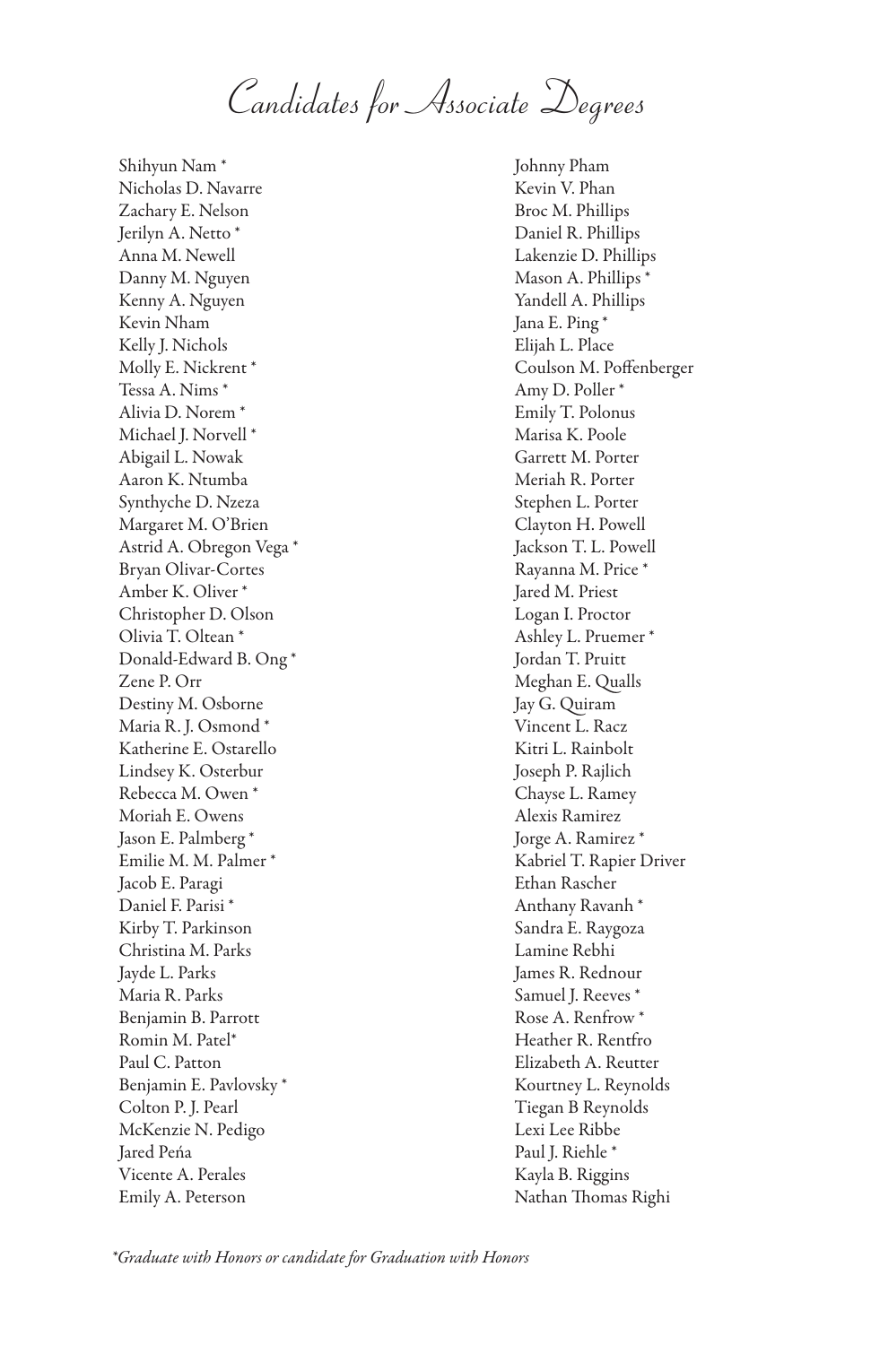# Candidates for Associate Degrees

Shihyun Nam *
Nicholas D. Navarre
Zachary E. Nelson
Jerilyn A. Netto *
Anna M. Newell
Danny M. Nguyen
Kenny A. Nguyen
Kevin Nham
Kelly J. Nichols
Molly E. Nickrent *
Tessa A. Nims *
Alivia D. Norem *
Michael J. Norvell *
Abigail L. Nowak
Aaron K. Ntumba
Synthyche D. Nzeza
Margaret M. O'Brien
Astrid A. Obregon Vega *
Bryan Olivar-Cortes
Amber K. Oliver *
Christopher D. Olson
Olivia T. Oltean *
Donald-Edward B. Ong *
Zene P. Orr
Destiny M. Osborne
Maria R. J. Osmond *
Katherine E. Ostarello
Lindsey K. Osterbur
Rebecca M. Owen *
Moriah E. Owens
Jason E. Palmberg *
Emilie M. M. Palmer *
Jacob E. Paragi
Daniel F. Parisi *
Kirby T. Parkinson
Christina M. Parks
Jayde L. Parks
Maria R. Parks
Benjamin B. Parrott
Romin M. Patel*
Paul C. Patton
Benjamin E. Pavlovsky *
Colton P. J. Pearl
McKenzie N. Pedigo
Jared Peńa
Vicente A. Perales
Emily A. Peterson
Johnny Pham
Kevin V. Phan
Broc M. Phillips
Daniel R. Phillips
Lakenzie D. Phillips
Mason A. Phillips *
Yandell A. Phillips
Jana E. Ping *
Elijah L. Place
Coulson M. Poffenberger
Amy D. Poller *
Emily T. Polonus
Marisa K. Poole
Garrett M. Porter
Meriah R. Porter
Stephen L. Porter
Clayton H. Powell
Jackson T. L. Powell
Rayanna M. Price *
Jared M. Priest
Logan I. Proctor
Ashley L. Pruemer *
Jordan T. Pruitt
Meghan E. Qualls
Jay G. Quiram
Vincent L. Racz
Kitri L. Rainbolt
Joseph P. Rajlich
Chayse L. Ramey
Alexis Ramirez
Jorge A. Ramirez *
Kabriel T. Rapier Driver
Ethan Rascher
Anthany Ravanh *
Sandra E. Raygoza
Lamine Rebhi
James R. Rednour
Samuel J. Reeves *
Rose A. Renfrow *
Heather R. Rentfro
Elizabeth A. Reutter
Kourtney L. Reynolds
Tiegan B Reynolds
Lexi Lee Ribbe
Paul J. Riehle *
Kayla B. Riggins
Nathan Thomas Righi

*\*Graduate with Honors or candidate for Graduation with Honors*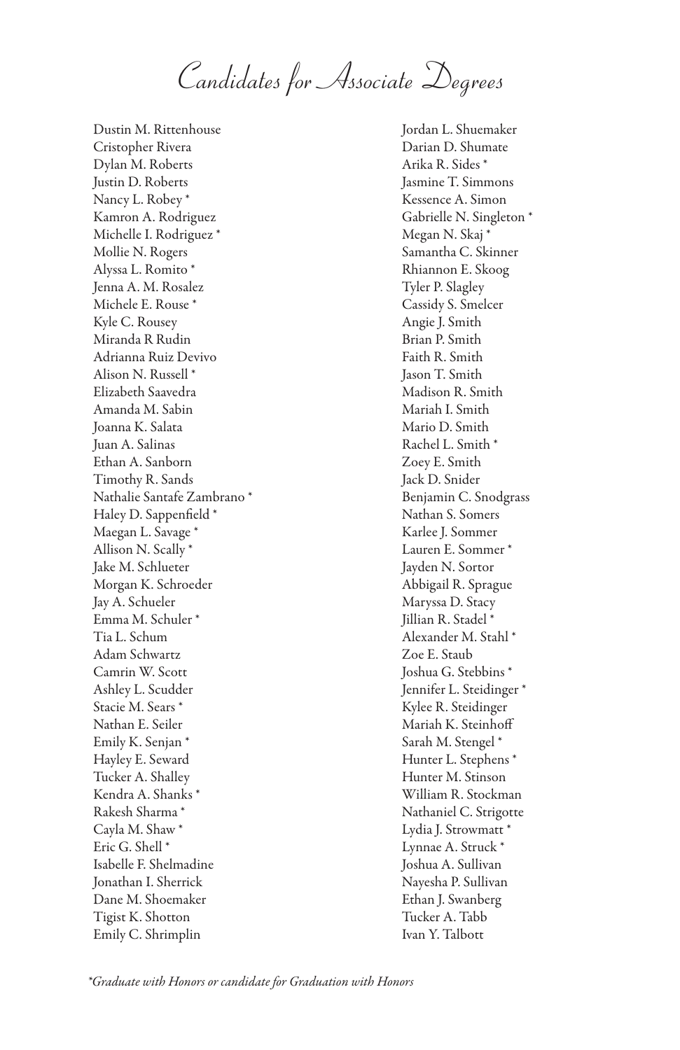# Candidates for Associate Degrees

Dustin M. Rittenhouse
Cristopher Rivera
Dylan M. Roberts
Justin D. Roberts
Nancy L. Robey *
Kamron A. Rodriguez
Michelle I. Rodriguez *
Mollie N. Rogers
Alyssa L. Romito *
Jenna A. M. Rosalez
Michele E. Rouse *
Kyle C. Rousey
Miranda R Rudin
Adrianna Ruiz Devivo
Alison N. Russell *
Elizabeth Saavedra
Amanda M. Sabin
Joanna K. Salata
Juan A. Salinas
Ethan A. Sanborn
Timothy R. Sands
Nathalie Santafe Zambrano *
Haley D. Sappenfield *
Maegan L. Savage *
Allison N. Scally *
Jake M. Schlueter
Morgan K. Schroeder
Jay A. Schueler
Emma M. Schuler *
Tia L. Schum
Adam Schwartz
Camrin W. Scott
Ashley L. Scudder
Stacie M. Sears *
Nathan E. Seiler
Emily K. Senjan *
Hayley E. Seward
Tucker A. Shalley
Kendra A. Shanks *
Rakesh Sharma *
Cayla M. Shaw *
Eric G. Shell *
Isabelle F. Shelmadine
Jonathan I. Sherrick
Dane M. Shoemaker
Tigist K. Shotton
Emily C. Shrimplin
Jordan L. Shuemaker
Darian D. Shumate
Arika R. Sides *
Jasmine T. Simmons
Kessence A. Simon
Gabrielle N. Singleton *
Megan N. Skaj *
Samantha C. Skinner
Rhiannon E. Skoog
Tyler P. Slagley
Cassidy S. Smelcer
Angie J. Smith
Brian P. Smith
Faith R. Smith
Jason T. Smith
Madison R. Smith
Mariah I. Smith
Mario D. Smith
Rachel L. Smith *
Zoey E. Smith
Jack D. Snider
Benjamin C. Snodgrass
Nathan S. Somers
Karlee J. Sommer
Lauren E. Sommer *
Jayden N. Sortor
Abbigail R. Sprague
Maryssa D. Stacy
Jillian R. Stadel *
Alexander M. Stahl *
Zoe E. Staub
Joshua G. Stebbins *
Jennifer L. Steidinger *
Kylee R. Steidinger
Mariah K. Steinhoff
Sarah M. Stengel *
Hunter L. Stephens *
Hunter M. Stinson
William R. Stockman
Nathaniel C. Strigotte
Lydia J. Strowmatt *
Lynnae A. Struck *
Joshua A. Sullivan
Nayesha P. Sullivan
Ethan J. Swanberg
Tucker A. Tabb
Ivan Y. Talbott

*\*Graduate with Honors or candidate for Graduation with Honors*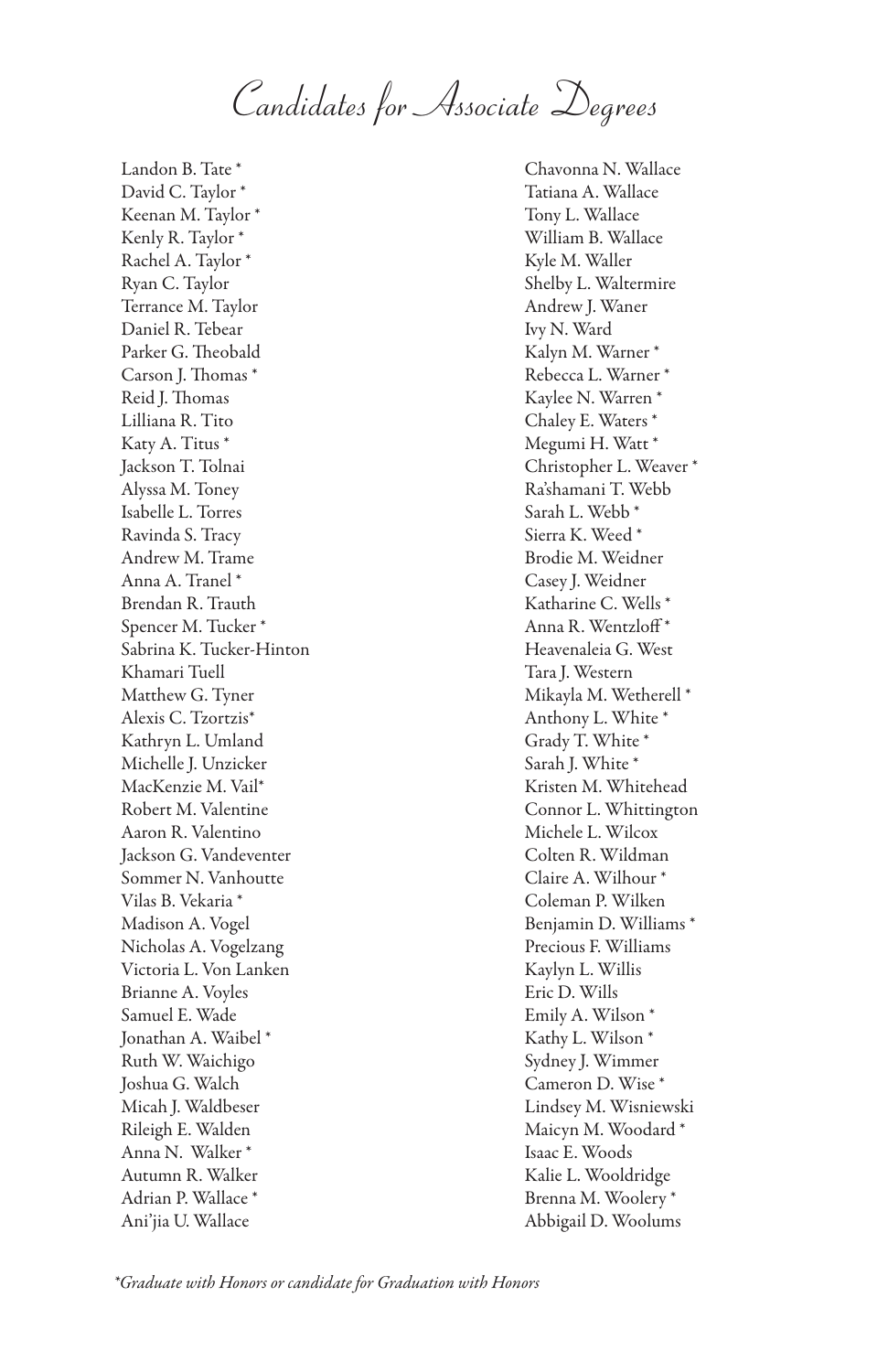# Candidates for Associate Degrees

Landon B. Tate *
David C. Taylor *
Keenan M. Taylor *
Kenly R. Taylor *
Rachel A. Taylor *
Ryan C. Taylor
Terrance M. Taylor
Daniel R. Tebear
Parker G. Theobald
Carson J. Thomas *
Reid J. Thomas
Lilliana R. Tito
Katy A. Titus *
Jackson T. Tolnai
Alyssa M. Toney
Isabelle L. Torres
Ravinda S. Tracy
Andrew M. Trame
Anna A. Tranel *
Brendan R. Trauth
Spencer M. Tucker *
Sabrina K. Tucker-Hinton
Khamari Tuell
Matthew G. Tyner
Alexis C. Tzortzis*
Kathryn L. Umland
Michelle J. Unzicker
MacKenzie M. Vail*
Robert M. Valentine
Aaron R. Valentino
Jackson G. Vandeventer
Sommer N. Vanhoutte
Vilas B. Vekaria *
Madison A. Vogel
Nicholas A. Vogelzang
Victoria L. Von Lanken
Brianne A. Voyles
Samuel E. Wade
Jonathan A. Waibel *
Ruth W. Waichigo
Joshua G. Walch
Micah J. Waldbeser
Rileigh E. Walden
Anna N. Walker *
Autumn R. Walker
Adrian P. Wallace *
Ani'jia U. Wallace
Chavonna N. Wallace
Tatiana A. Wallace
Tony L. Wallace
William B. Wallace
Kyle M. Waller
Shelby L. Waltermire
Andrew J. Waner
Ivy N. Ward
Kalyn M. Warner *
Rebecca L. Warner *
Kaylee N. Warren *
Chaley E. Waters *
Megumi H. Watt *
Christopher L. Weaver *
Ra'shamani T. Webb
Sarah L. Webb *
Sierra K. Weed *
Brodie M. Weidner
Casey J. Weidner
Katharine C. Wells *
Anna R. Wentzloff *
Heavenaleia G. West
Tara J. Western
Mikayla M. Wetherell *
Anthony L. White *
Grady T. White *
Sarah J. White *
Kristen M. Whitehead
Connor L. Whittington
Michele L. Wilcox
Colten R. Wildman
Claire A. Wilhour *
Coleman P. Wilken
Benjamin D. Williams *
Precious F. Williams
Kaylyn L. Willis
Eric D. Wills
Emily A. Wilson *
Kathy L. Wilson *
Sydney J. Wimmer
Cameron D. Wise *
Lindsey M. Wisniewski
Maicyn M. Woodard *
Isaac E. Woods
Kalie L. Wooldridge
Brenna M. Woolery *
Abbigail D. Woolums

*\*Graduate with Honors or candidate for Graduation with Honors*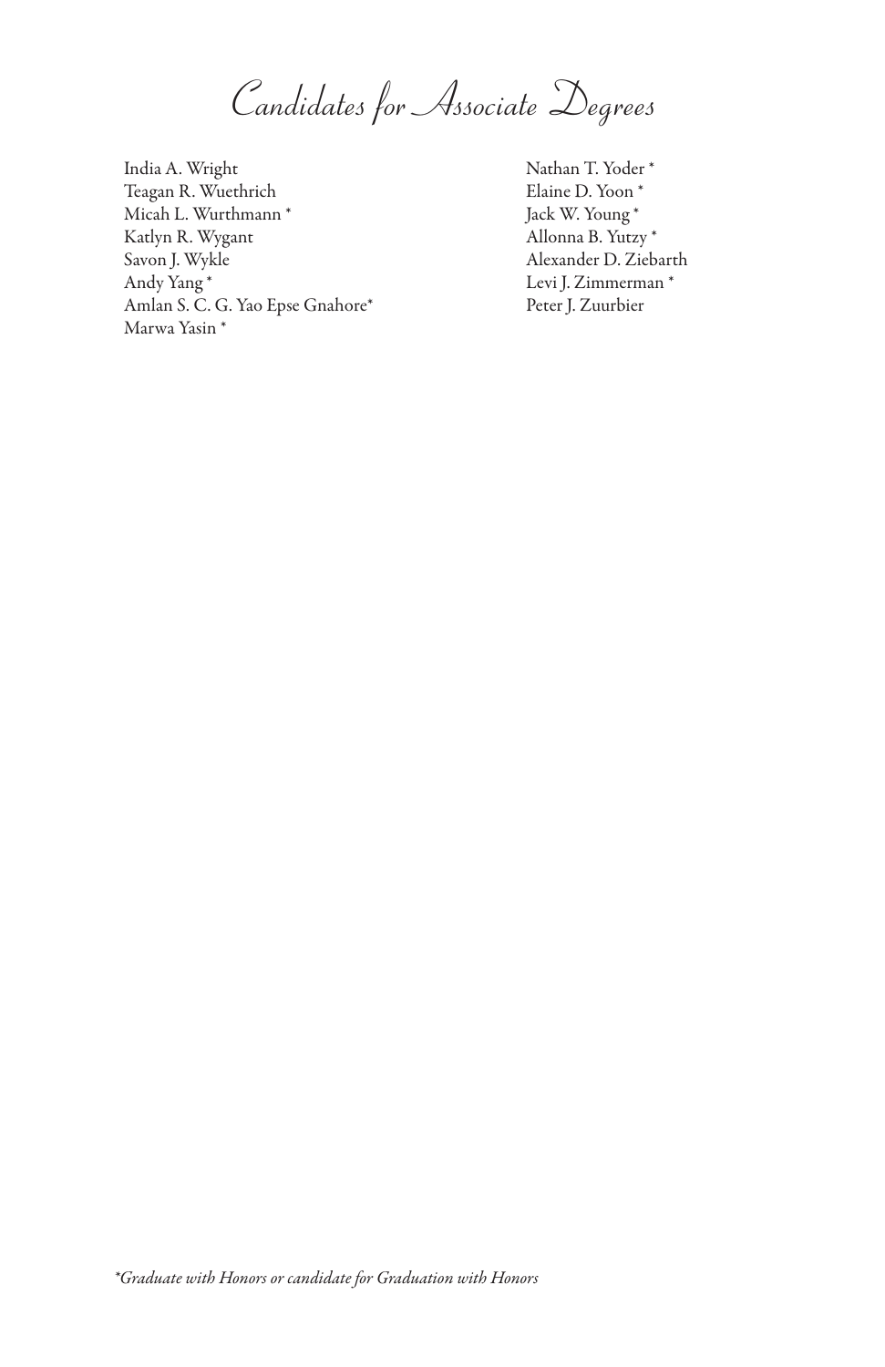# Candidates for Associate Degrees

India A. Wright
Teagan R. Wuethrich
Micah L. Wurthmann *
Katlyn R. Wygant
Savon J. Wykle
Andy Yang *
Amlan S. C. G. Yao Epse Gnahore*
Marwa Yasin *
Nathan T. Yoder *
Elaine D. Yoon *
Jack W. Young *
Allonna B. Yutzy *
Alexander D. Ziebarth
Levi J. Zimmerman *
Peter J. Zuurbier

*\*Graduate with Honors or candidate for Graduation with Honors*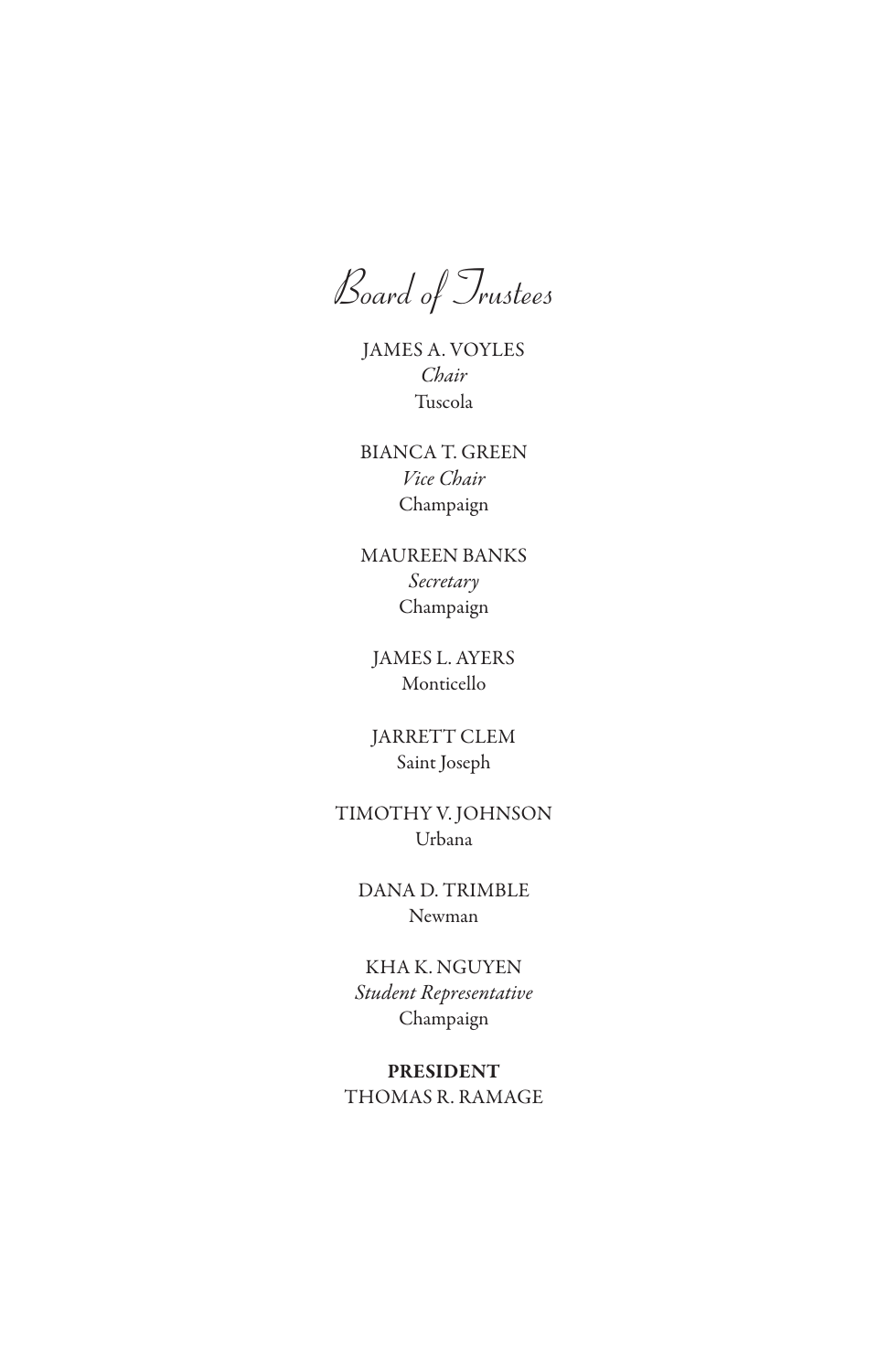# Board of Trustees

JAMES A. VOYLES
*Chair*
Tuscola

BIANCA T. GREEN
*Vice Chair*
Champaign

MAUREEN BANKS
*Secretary*
Champaign

JAMES L. AYERS
Monticello

JARRETT CLEM
Saint Joseph

TIMOTHY V. JOHNSON
Urbana

DANA D. TRIMBLE
Newman

KHA K. NGUYEN
*Student Representative*
Champaign

**PRESIDENT**
THOMAS R. RAMAGE